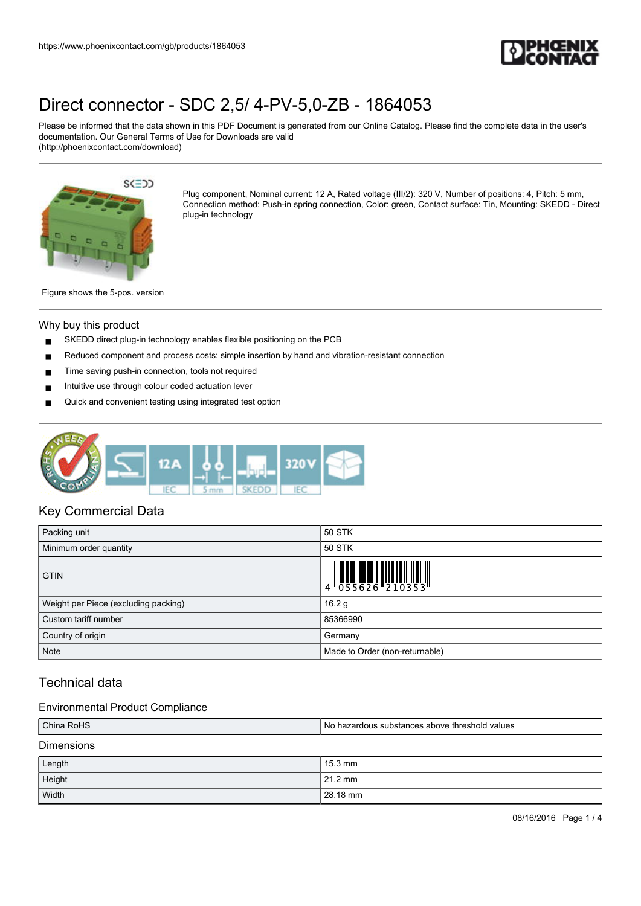# Direct connector - SDC 2,5/ 4-PV-5,0-ZB - 1864053

Please be informed that the data shown in this PDF Document is generated from our Online Catalog. Please find the complete data in the user's documentation. Our General Terms of Use for Downloads are valid (http://phoenixcontact.com/download)

Figure shows the 5-pos. version

Plug component, Nominal current: 12 A, Rated voltage (III/2): 320 V, Number of positions: 4, Pitch: 5 mm, Connection method: Push-in spring connection, Color: green, Contact surface: Tin, Mounting: SKEDD - Direct plug-in technology

## Why buy this product

- SKEDD direct plug-in technology enables flexible positioning on the PCB
- Reduced component and process costs: simple insertion by hand and vibration-resistant connection
- Time saving push-in connection, tools not required
- Intuitive use through colour coded actuation lever
- Quick and convenient testing using integrated test option

## Key Commercial Data

| | |
|---|---|
| Packing unit | 50 STK |
| Minimum order quantity | 50 STK |
| GTIN | 4 055626 210353 |
| Weight per Piece (excluding packing) | 16.2 g |
| Custom tariff number | 85366990 |
| Country of origin | Germany |
| Note | Made to Order (non-returnable) |

## Technical data

### Environmental Product Compliance

| | |
|---|---|
| China RoHS | No hazardous substances above threshold values |

### Dimensions

| | |
|---|---|
| Length | 15.3 mm |
| Height | 21.2 mm |
| Width | 28.18 mm |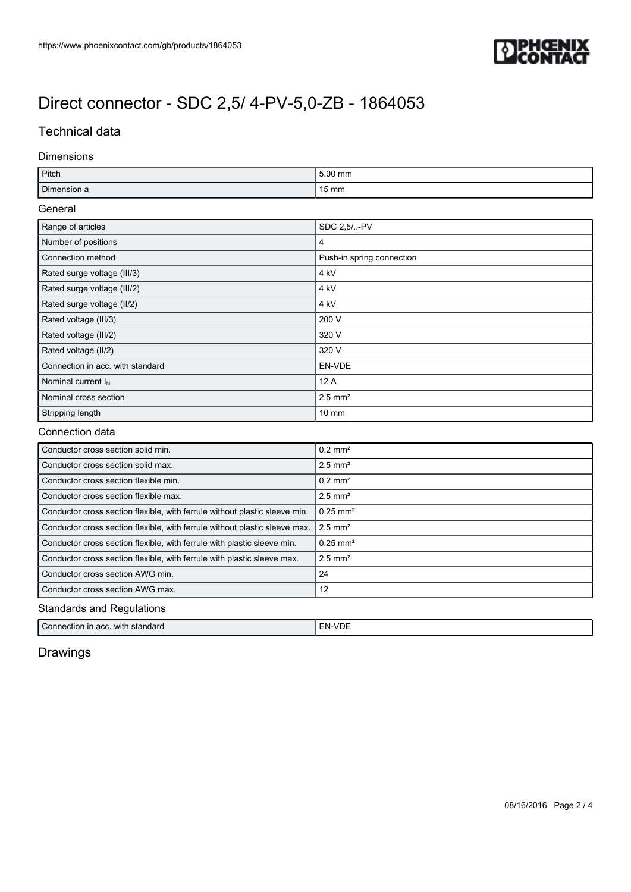# Direct connector - SDC 2,5/ 4-PV-5,0-ZB - 1864053

## Technical data

### Dimensions

| | |
|---|---|
| Pitch | 5.00 mm |
| Dimension a | 15 mm |

### General

| | |
|---|---|
| Range of articles | SDC 2,5/..-PV |
| Number of positions | 4 |
| Connection method | Push-in spring connection |
| Rated surge voltage (III/3) | 4 kV |
| Rated surge voltage (III/2) | 4 kV |
| Rated surge voltage (II/2) | 4 kV |
| Rated voltage (III/3) | 200 V |
| Rated voltage (III/2) | 320 V |
| Rated voltage (II/2) | 320 V |
| Connection in acc. with standard | EN-VDE |
| Nominal current $I_N$ | 12 A |
| Nominal cross section | 2.5 mm² |
| Stripping length | 10 mm |

### Connection data

| | |
|---|---|
| Conductor cross section solid min. | 0.2 mm² |
| Conductor cross section solid max. | 2.5 mm² |
| Conductor cross section flexible min. | 0.2 mm² |
| Conductor cross section flexible max. | 2.5 mm² |
| Conductor cross section flexible, with ferrule without plastic sleeve min. | 0.25 mm² |
| Conductor cross section flexible, with ferrule without plastic sleeve max. | 2.5 mm² |
| Conductor cross section flexible, with ferrule with plastic sleeve min. | 0.25 mm² |
| Conductor cross section flexible, with ferrule with plastic sleeve max. | 2.5 mm² |
| Conductor cross section AWG min. | 24 |
| Conductor cross section AWG max. | 12 |

### Standards and Regulations

| | |
|---|---|
| Connection in acc. with standard | EN-VDE |

## Drawings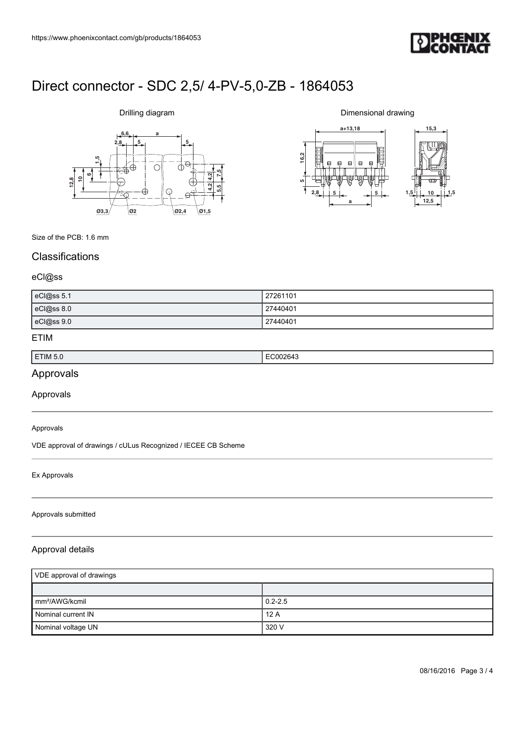# Direct connector - SDC 2,5/ 4-PV-5,0-ZB - 1864053

Drilling diagram

Dimensional drawing

Size of the PCB: 1.6 mm

## Classifications

### eCl@ss

| eCl@ss 5.1 | 27261101 |
|---|---|
| eCl@ss 8.0 | 27440401 |
| eCl@ss 9.0 | 27440401 |

### ETIM

| ETIM 5.0 | EC002643 |
|---|---|

## Approvals

### Approvals

Approvals

VDE approval of drawings / cULus Recognized / IECEE CB Scheme

Ex Approvals

Approvals submitted

### Approval details

| VDE approval of drawings | |
|---|---|
| | |
| mm²/AWG/kcmil | 0.2-2.5 |
| Nominal current IN | 12 A |
| Nominal voltage UN | 320 V |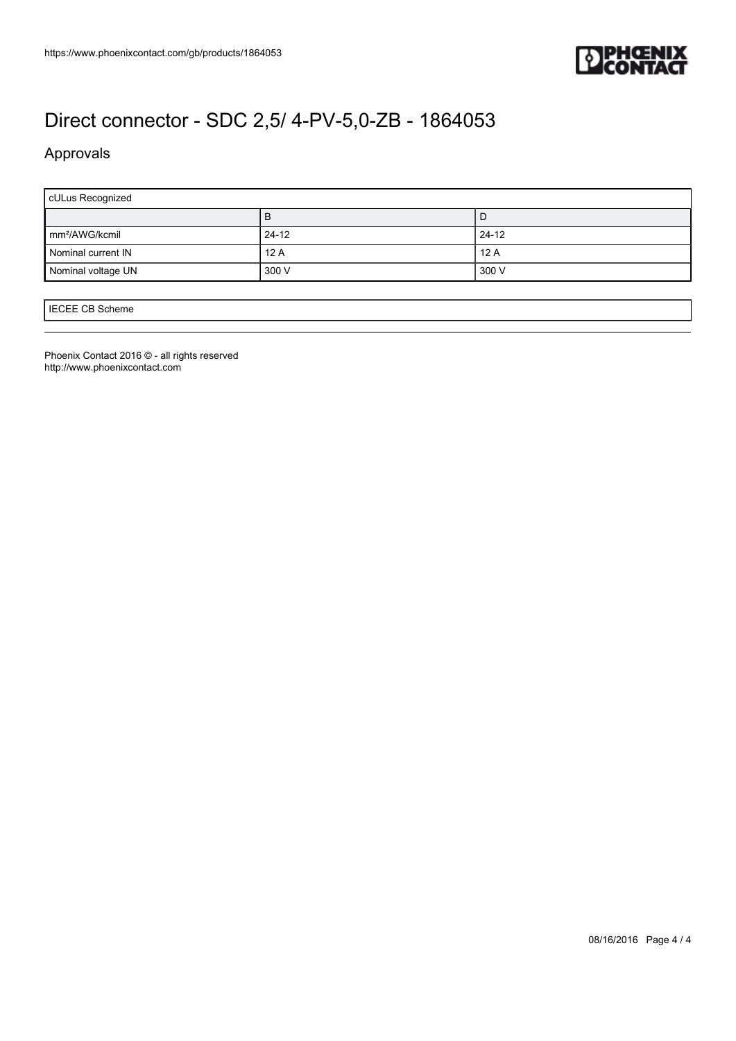# Direct connector - SDC 2,5/ 4-PV-5,0-ZB - 1864053

## Approvals

| cULus Recognized | | |
|---|---|---|
| | B | D |
| mm²/AWG/kcmil | 24-12 | 24-12 |
| Nominal current IN | 12 A | 12 A |
| Nominal voltage UN | 300 V | 300 V |

IECEE CB Scheme

Phoenix Contact 2016 © - all rights reserved
http://www.phoenixcontact.com